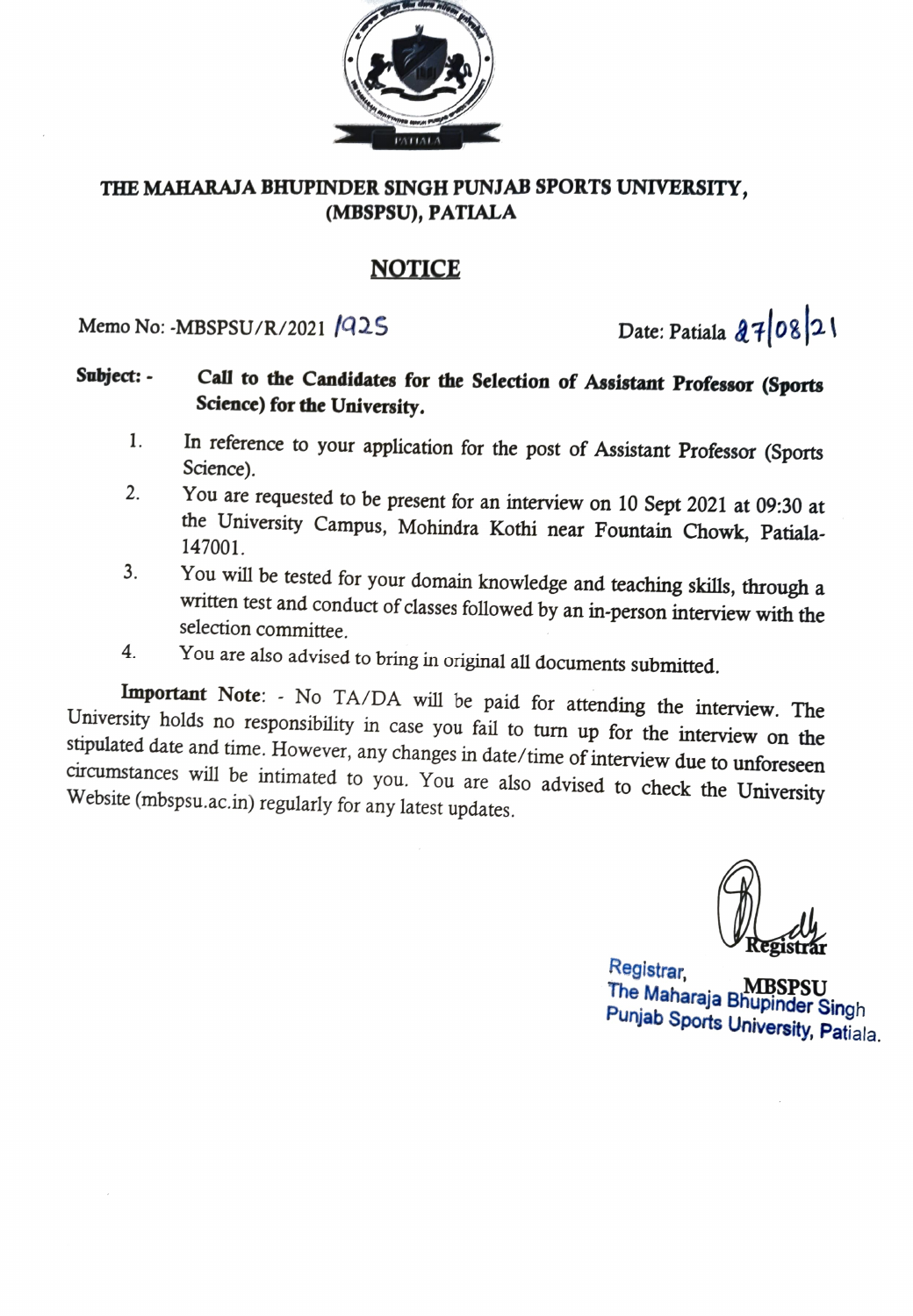# THE MAHARAJA BHUPINDER SINGH PUNJAB SPORTS UNIVERSITY, (MBSPSU), PATIALA

## NOTICE

Memo No: -MBSPSU/R/2021 /1925 Date: Patiala 27/08/21

**Subject: - Call to the Candidates for the Selection of Assistant Professor (Sports Science) for the University.**

1. In reference to your application for the post of Assistant Professor (Sports Science).
2. You are requested to be present for an interview on 10 Sept 2021 at 09:30 at the University Campus, Mohindra Kothi near Fountain Chowk, Patiala-147001.
3. You will be tested for your domain knowledge and teaching skills, through a written test and conduct of classes followed by an in-person interview with the selection committee.
4. You are also advised to bring in original all documents submitted.

**Important Note**: - No TA/DA will be paid for attending the interview. The University holds no responsibility in case you fail to turn up for the interview on the stipulated date and time. However, any changes in date/time of interview due to unforeseen circumstances will be intimated to you. You are also advised to check the University Website (mbspsu.ac.in) regularly for any latest updates.

**Registrar**
**MBSPSU**

Registrar,
The Maharaja Bhupinder Singh
Punjab Sports University, Patiala.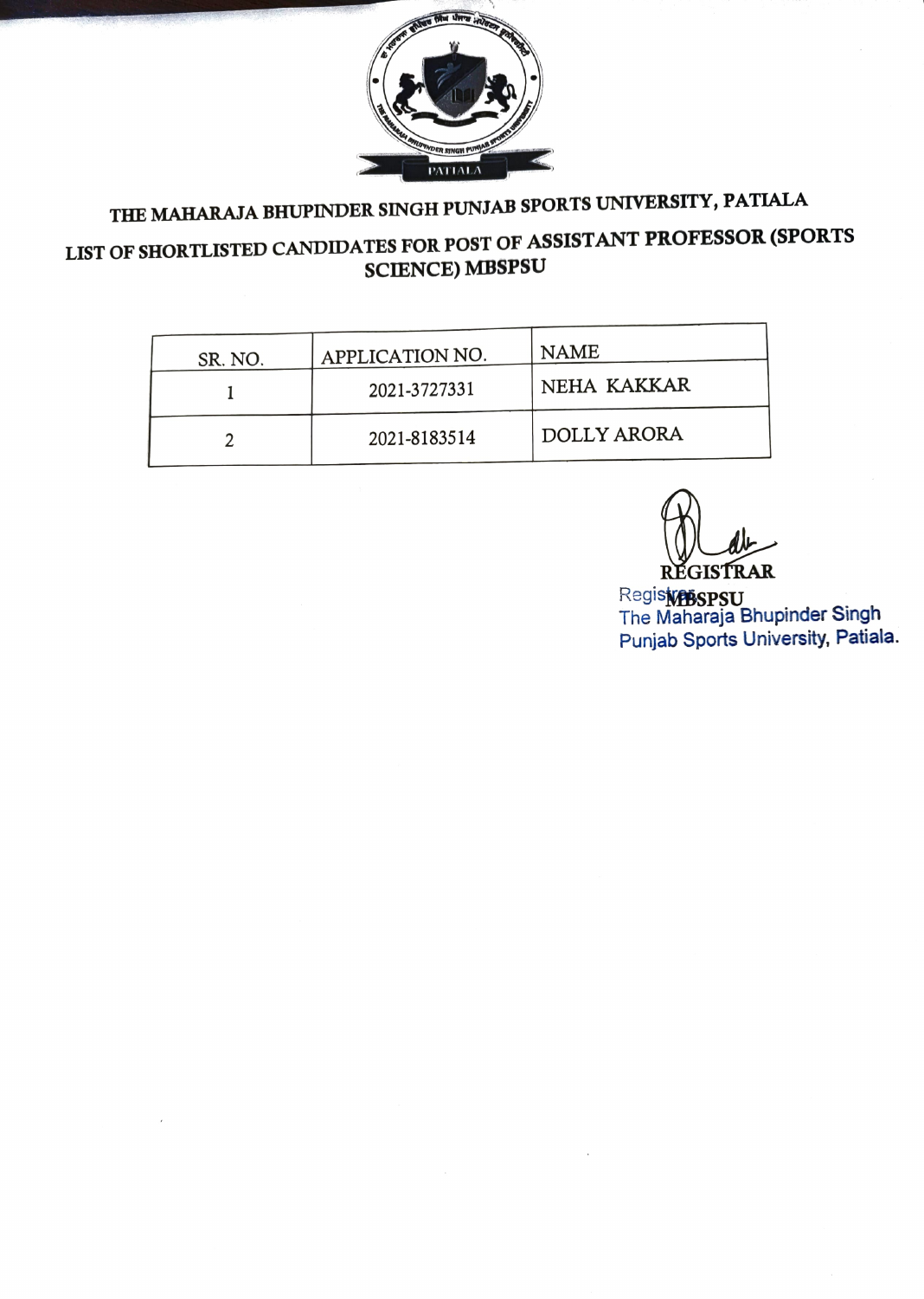# THE MAHARAJA BHUPINDER SINGH PUNJAB SPORTS UNIVERSITY, PATIALA

## LIST OF SHORTLISTED CANDIDATES FOR POST OF ASSISTANT PROFESSOR (SPORTS SCIENCE) MBSPSU

| SR. NO. | APPLICATION NO. | NAME |
|---|---|---|
| 1 | 2021-3727331 | NEHA KAKKAR |
| 2 | 2021-8183514 | DOLLY ARORA |

REGISTRAR
MBSPSU

Registrar
The Maharaja Bhupinder Singh
Punjab Sports University, Patiala.